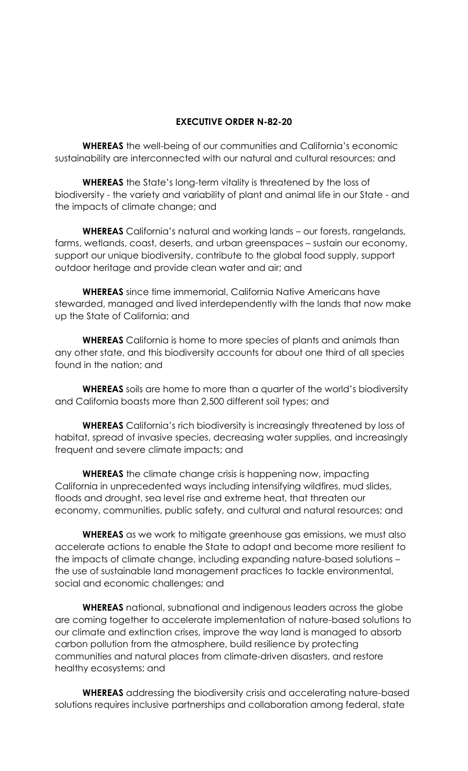# EXECUTIVE ORDER N-82-20

**WHEREAS** the well-being of our communities and California's economic sustainability are interconnected with our natural and cultural resources; and

**WHEREAS** the State's long-term vitality is threatened by the loss of biodiversity - the variety and variability of plant and animal life in our State - and the impacts of climate change; and

**WHEREAS** California's natural and working lands – our forests, rangelands, farms, wetlands, coast, deserts, and urban greenspaces – sustain our economy, support our unique biodiversity, contribute to the global food supply, support outdoor heritage and provide clean water and air; and

**WHEREAS** since time immemorial, California Native Americans have stewarded, managed and lived interdependently with the lands that now make up the State of California; and

**WHEREAS** California is home to more species of plants and animals than any other state, and this biodiversity accounts for about one third of all species found in the nation; and

**WHEREAS** soils are home to more than a quarter of the world's biodiversity and California boasts more than 2,500 different soil types; and

**WHEREAS** California's rich biodiversity is increasingly threatened by loss of habitat, spread of invasive species, decreasing water supplies, and increasingly frequent and severe climate impacts; and

**WHEREAS** the climate change crisis is happening now, impacting California in unprecedented ways including intensifying wildfires, mud slides, floods and drought, sea level rise and extreme heat, that threaten our economy, communities, public safety, and cultural and natural resources; and

**WHEREAS** as we work to mitigate greenhouse gas emissions, we must also accelerate actions to enable the State to adapt and become more resilient to the impacts of climate change, including expanding nature-based solutions – the use of sustainable land management practices to tackle environmental, social and economic challenges; and

**WHEREAS** national, subnational and indigenous leaders across the globe are coming together to accelerate implementation of nature-based solutions to our climate and extinction crises, improve the way land is managed to absorb carbon pollution from the atmosphere, build resilience by protecting communities and natural places from climate-driven disasters, and restore healthy ecosystems; and

**WHEREAS** addressing the biodiversity crisis and accelerating nature-based solutions requires inclusive partnerships and collaboration among federal, state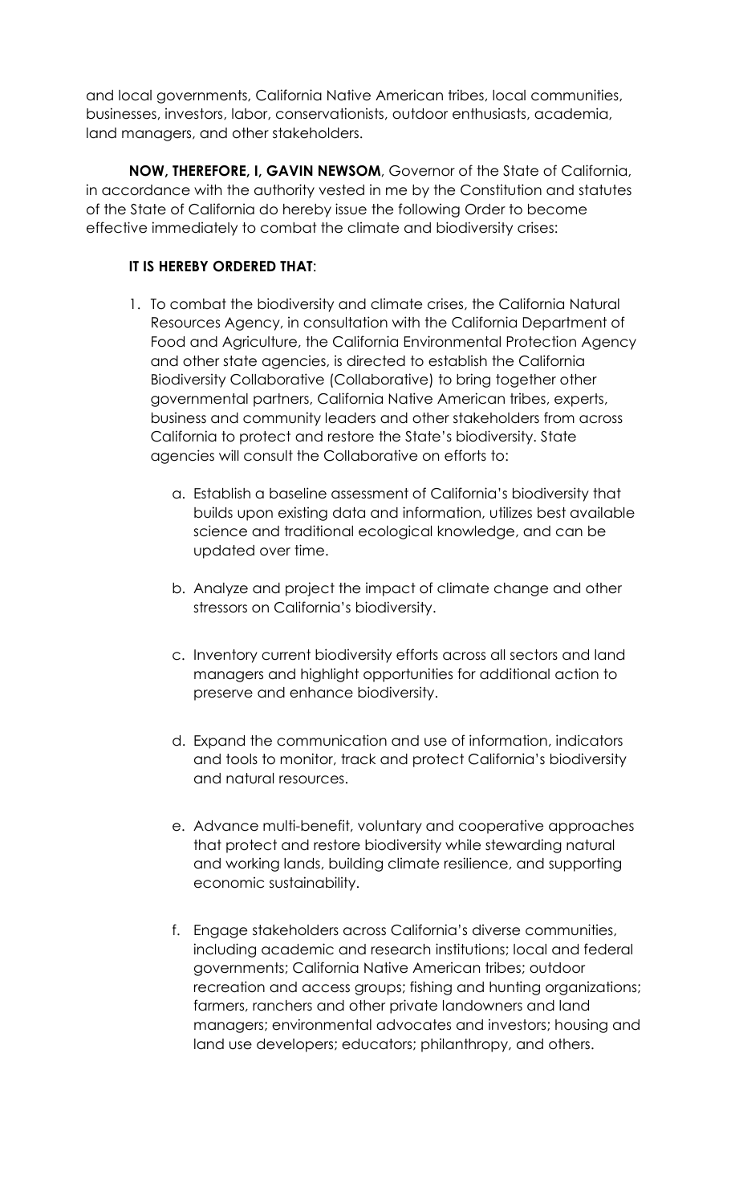and local governments, California Native American tribes, local communities, businesses, investors, labor, conservationists, outdoor enthusiasts, academia, land managers, and other stakeholders.

**NOW, THEREFORE, I, GAVIN NEWSOM**, Governor of the State of California, in accordance with the authority vested in me by the Constitution and statutes of the State of California do hereby issue the following Order to become effective immediately to combat the climate and biodiversity crises:

**IT IS HEREBY ORDERED THAT**:

1. To combat the biodiversity and climate crises, the California Natural Resources Agency, in consultation with the California Department of Food and Agriculture, the California Environmental Protection Agency and other state agencies, is directed to establish the California Biodiversity Collaborative (Collaborative) to bring together other governmental partners, California Native American tribes, experts, business and community leaders and other stakeholders from across California to protect and restore the State's biodiversity. State agencies will consult the Collaborative on efforts to:

    a. Establish a baseline assessment of California's biodiversity that builds upon existing data and information, utilizes best available science and traditional ecological knowledge, and can be updated over time.

    b. Analyze and project the impact of climate change and other stressors on California's biodiversity.

    c. Inventory current biodiversity efforts across all sectors and land managers and highlight opportunities for additional action to preserve and enhance biodiversity.

    d. Expand the communication and use of information, indicators and tools to monitor, track and protect California's biodiversity and natural resources.

    e. Advance multi-benefit, voluntary and cooperative approaches that protect and restore biodiversity while stewarding natural and working lands, building climate resilience, and supporting economic sustainability.

    f. Engage stakeholders across California's diverse communities, including academic and research institutions; local and federal governments; California Native American tribes; outdoor recreation and access groups; fishing and hunting organizations; farmers, ranchers and other private landowners and land managers; environmental advocates and investors; housing and land use developers; educators; philanthropy, and others.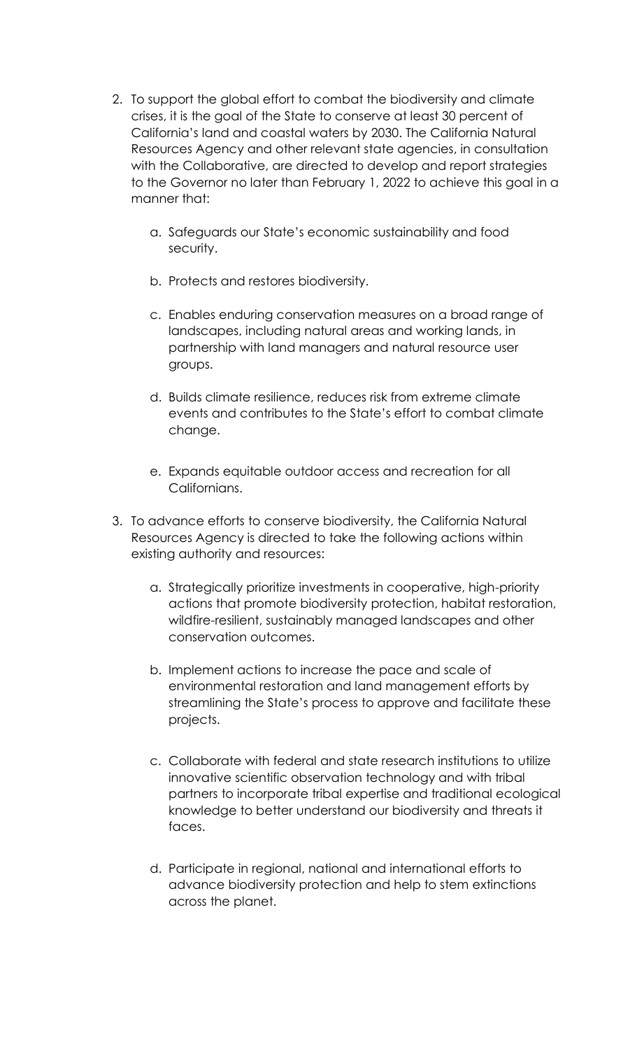2. To support the global effort to combat the biodiversity and climate crises, it is the goal of the State to conserve at least 30 percent of California's land and coastal waters by 2030. The California Natural Resources Agency and other relevant state agencies, in consultation with the Collaborative, are directed to develop and report strategies to the Governor no later than February 1, 2022 to achieve this goal in a manner that:

    a. Safeguards our State's economic sustainability and food security.

    b. Protects and restores biodiversity.

    c. Enables enduring conservation measures on a broad range of landscapes, including natural areas and working lands, in partnership with land managers and natural resource user groups.

    d. Builds climate resilience, reduces risk from extreme climate events and contributes to the State's effort to combat climate change.

    e. Expands equitable outdoor access and recreation for all Californians.

3. To advance efforts to conserve biodiversity, the California Natural Resources Agency is directed to take the following actions within existing authority and resources:

    a. Strategically prioritize investments in cooperative, high-priority actions that promote biodiversity protection, habitat restoration, wildfire-resilient, sustainably managed landscapes and other conservation outcomes.

    b. Implement actions to increase the pace and scale of environmental restoration and land management efforts by streamlining the State's process to approve and facilitate these projects.

    c. Collaborate with federal and state research institutions to utilize innovative scientific observation technology and with tribal partners to incorporate tribal expertise and traditional ecological knowledge to better understand our biodiversity and threats it faces.

    d. Participate in regional, national and international efforts to advance biodiversity protection and help to stem extinctions across the planet.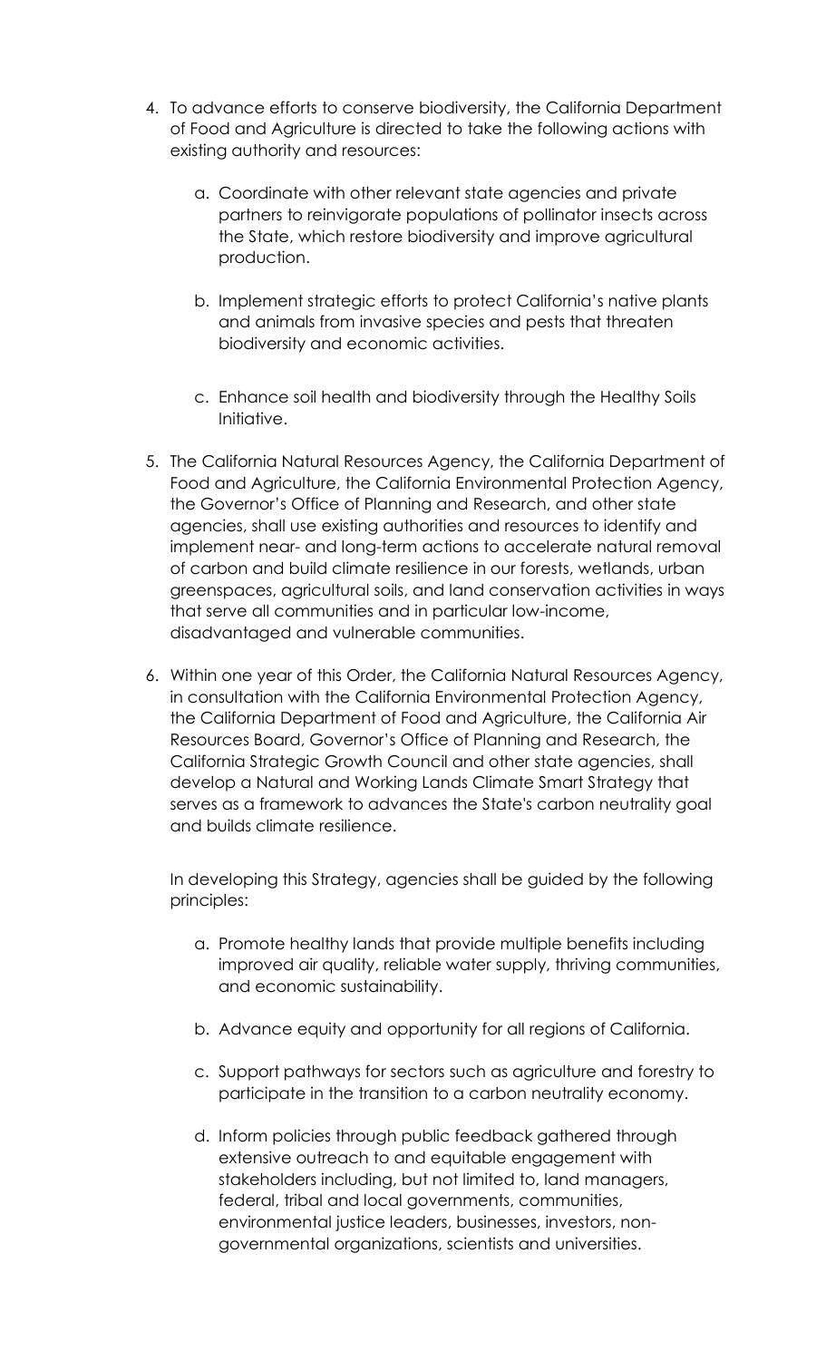4. To advance efforts to conserve biodiversity, the California Department of Food and Agriculture is directed to take the following actions with existing authority and resources:

    a. Coordinate with other relevant state agencies and private partners to reinvigorate populations of pollinator insects across the State, which restore biodiversity and improve agricultural production.

    b. Implement strategic efforts to protect California's native plants and animals from invasive species and pests that threaten biodiversity and economic activities.

    c. Enhance soil health and biodiversity through the Healthy Soils Initiative.

5. The California Natural Resources Agency, the California Department of Food and Agriculture, the California Environmental Protection Agency, the Governor's Office of Planning and Research, and other state agencies, shall use existing authorities and resources to identify and implement near- and long-term actions to accelerate natural removal of carbon and build climate resilience in our forests, wetlands, urban greenspaces, agricultural soils, and land conservation activities in ways that serve all communities and in particular low-income, disadvantaged and vulnerable communities.

6. Within one year of this Order, the California Natural Resources Agency, in consultation with the California Environmental Protection Agency, the California Department of Food and Agriculture, the California Air Resources Board, Governor's Office of Planning and Research, the California Strategic Growth Council and other state agencies, shall develop a Natural and Working Lands Climate Smart Strategy that serves as a framework to advances the State's carbon neutrality goal and builds climate resilience.

    In developing this Strategy, agencies shall be guided by the following principles:

    a. Promote healthy lands that provide multiple benefits including improved air quality, reliable water supply, thriving communities, and economic sustainability.

    b. Advance equity and opportunity for all regions of California.

    c. Support pathways for sectors such as agriculture and forestry to participate in the transition to a carbon neutrality economy.

    d. Inform policies through public feedback gathered through extensive outreach to and equitable engagement with stakeholders including, but not limited to, land managers, federal, tribal and local governments, communities, environmental justice leaders, businesses, investors, non-governmental organizations, scientists and universities.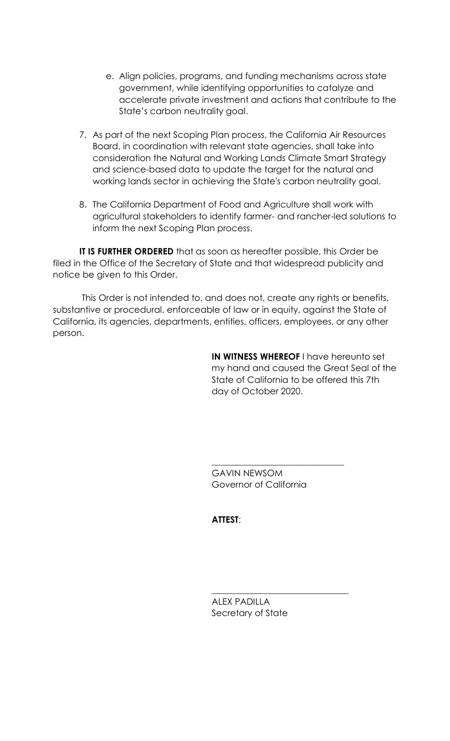e. Align policies, programs, and funding mechanisms across state government, while identifying opportunities to catalyze and accelerate private investment and actions that contribute to the State's carbon neutrality goal.

7. As part of the next Scoping Plan process, the California Air Resources Board, in coordination with relevant state agencies, shall take into consideration the Natural and Working Lands Climate Smart Strategy and science-based data to update the target for the natural and working lands sector in achieving the State's carbon neutrality goal.

8. The California Department of Food and Agriculture shall work with agricultural stakeholders to identify farmer- and rancher-led solutions to inform the next Scoping Plan process.

**IT IS FURTHER ORDERED** that as soon as hereafter possible, this Order be filed in the Office of the Secretary of State and that widespread publicity and notice be given to this Order.

This Order is not intended to, and does not, create any rights or benefits, substantive or procedural, enforceable of law or in equity, against the State of California, its agencies, departments, entities, officers, employees, or any other person.

**IN WITNESS WHEREOF** I have hereunto set my hand and caused the Great Seal of the State of California to be offered this 7th day of October 2020.

\_\_\_\_\_\_\_\_\_\_\_\_\_\_\_\_\_\_\_\_\_\_\_\_\_\_\_\_\_\_

GAVIN NEWSOM
Governor of California

**ATTEST**:

\_\_\_\_\_\_\_\_\_\_\_\_\_\_\_\_\_\_\_\_\_\_\_\_\_\_\_\_\_\_

ALEX PADILLA
Secretary of State